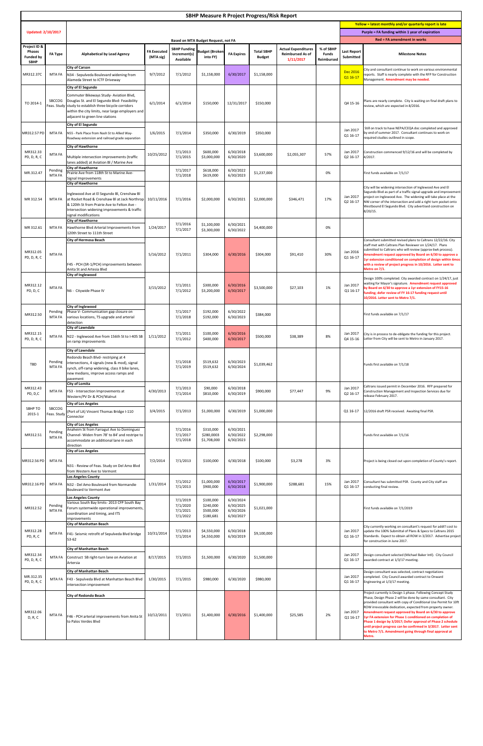# SBHP Measure R Project Progress/Risk Report

**Updated: 2/10/2017**

Yellow = latest monthly and/or quarterly report is late

Purple = FA funding within 1 year of expiration

Red = FA amendment in works

Based on MTA Budget Request, not FA

| Project ID & Phases Funded by SBHP | FA Type | Alphabetical by Lead Agency | FA Executed (MTA sig) | SBHP Funding Increment(s) Available | Budget (Broken into FY) | FA Expires | Total SBHP Budget | Actual Expenditures Reimbursed As of 1/11/2017 | % of SBHP Funds Reimbursed | Last Report Submitted | Milestone Notes |
|---|---|---|---|---|---|---|---|---|---|---|---|
| MR312.37C | MTA FA | **City of Carson** N34 - Sepulveda Boulevard widening from Alameda Street to ICTF Driveway | 9/7/2012 | 7/1/2012 | $1,158,000 | 6/30/2017 | $1,158,000 | | | Dec 2016 Q1 16-17 | City and consultant continue to work on various environmental reports. Staff is nearly complete with the RFP for Construction Management. Amendment may be needed. |
| TO 2014-1 | SBCCOG Feas. Study | **City of El Segundo** Commuter Bikeways Study- Aviation Blvd, Douglas St. and El Segundo Blvd- Feasibility study to establish three bicycle corridors within the city limits, near large employers and adjacent to green line stations | 6/1/2014 | 6/1/2014 | $150,000 | 12/31/2017 | $150,000 | | | Q4 15-16 | Plans are nearly complete. City is waiting on final draft plans to review, which are expected in 8/2016. |
| MR312.57 PD | MTA FA | **City of El Segundo** N55 - Park Place from Nash St to Allied Way-Roadway extension and railroad grade separation | 1/6/2015 | 7/1/2014 | $350,000 | 6/30/2019 | $350,000 | | | Jan 2017 Q1 16-17 | Still on track to have NEPA/CEQA doc completed and approved by end of summer 2017. Consultant continues to work on required studies outlined in scope. |
| MR312.33 PD, D, R, C | MTA FA | **City of Hawthorne** Multiple intersection improvements (traffic lanes added) at Aviation Bl / Marine Ave | 10/25/2012 | 7/1/2013<br>7/1/2015 | $600,000<br>$3,000,000 | 6/30/2018<br>6/30/2020 | $3,600,000 | $2,055,307 | 57% | Jan 2017 Q2 16-17 | Construction commenced 9/12/16 and will be completed by 4/2017. |
| MR.312.47 | Pending MTA FA | **City of Hawthorne** Prairie Ave from 118th St to Marine Ave-Signal Improvements | | 7/1/2017<br>7/1/2018 | $618,000<br>$619,000 | 6/30/2022<br>6/30/2023 | $1,237,000 | | 0% | | First funds available on 7/1/17 |
| MR 312.54 | MTA FA | **City of Hawthorne** Inglewood Ave at El Segundo Bl, Crenshaw Bl at Rocket Road & Crenshaw Bl at Jack Northrop & 120th St from Prairie Ave to Felton Ave - Intersection widening improvements & traffic signal modifications | 10/11/2016 | 7/1/2016 | $2,000,000 | 6/30/2021 | $2,000,000 | $346,471 | 17% | Jan 2017 Q2 16-17 | City will be widening intersection of Inglewood Ave and El Segundo Blvd as part of a traffic signal upgrade and improvement project on Inglewood Ave. The widening will take place at the NW corner of the intersection and add a right turn pocket onto Westbound El Segundo Blvd. City advertised construction on 8/20/15. |
| MR 312.61 | MTA FA | **City of Hawthorne** Hawthorne Blvd Arterial Improvements from 120th Street to 111th Street | 1/24/2017 | 7/1/2016<br>7/1/2017 | $1,100,000<br>$3,300,000 | 6/30/2021<br>6/30/2022 | $4,400,000 | | 0% | | |
| MR312.05 PD, D, R, C | MTA FA | **City of Hermosa Beach** F45 - PCH (SR-1/PCH) improvements between Anita St and Artesia Blvd | 5/16/2012 | 7/1/2011 | $304,000 | 6/30/2016 | $304,000 | $91,410 | 30% | Jan 2016 Q1 16-17 | Consultant submitted revised plans to Caltrans 12/22/16. City staff met with Caltrans Plan Reviewer on 1/24/17. Plans submitted to Caltrans who will review (approx 6wk process). Amendment request approved by Board on 6/30 to approve a 1yr extension conditioned on completion of design within 6mos with a review of project progress in 10/2016. Letter sent to Metro on 7/1. |
| MR312.12 PD, D, C | MTA FA | **City of Inglewood** N6 - Citywide Phase IV | 3/15/2012 | 7/1/2011<br>7/1/2012 | $300,000<br>$3,200,000 | 6/30/2016<br>6/30/2017 | $3,500,000 | $27,103 | 1% | Jan 2017 Q1 16-17 | Design 100% completed. City awarded contract on 1/24/17, just waiting for Mayor's signature. Amendment request approved by Board on 6/30 to approve a 1yr extension of FY15-16 funding; defer review of FY 16-17 funding request until 10/2016. Letter sent to Metro 7/1. |
| MR312.50 | Pending MTA FA | **City of Inglewood** Phase V- Communication gap closure on various locations, TS upgrade and arterial detection | | 7/1/2017<br>7/1/2018 | $192,000<br>$192,000 | 6/30/2022<br>6/30/2023 | $384,000 | | | | First funds available on 7/1/17 |
| MR312.15 PD, D, R, C | MTA FA | **City of Lawndale** N22 - Inglewood Ave from 156th St to I-405 SB on ramp improvements | 1/11/2012 | 7/1/2011<br>7/1/2012 | $100,000<br>$400,000 | 6/30/2016<br>6/30/2017 | $500,000 | $38,389 | 8% | Jan 2017 Q4 15-16 | City is in process to de-obligate the funding for this project. Letter from City will be sent to Metro in January 2017. |
| TBD | Pending MTA FA | **City of Lawndale** Redondo Beach Blvd- restriping at 4 intersections, 4 signals (new & mod), signal synch, off-ramp widening, class II bike lanes, new medians, improve access ramps and pavement | | 7/1/2018<br>7/1/2019 | $519,632<br>$519,632 | 6/30/2023<br>6/30/2024 | $1,039,462 | | | | Funds first available on 7/1/18 |
| MR312.43 PD, D,C | MTA FA | **City of Lomita** F53 - Intersection Improvements at Western/PV Dr & PCH/Walnut | 4/30/2013 | 7/1/2013<br>7/1/2014 | $90,000<br>$810,000 | 6/30/2018<br>6/30/2019 | $900,000 | $77,447 | 9% | Jan 2017 Q2 16-17 | Caltrans issued permit in December 2016. RFP prepared for Construction Management and Inspection Services due for release February 2017. |
| SBHP TO 2015-1 | SBCCOG Feas. Study | **City of Los Angeles** (Port of LA) Vincent Thomas Bridge I-110 Connector | 3/4/2015 | 7/1/2013 | $1,000,000 | 6/30/2019 | $1,000,000 | | | Q1 16-17 | 12/2016 draft PSR received. Awaiting final PSR. |
| MR312.51 | Pending MTA FA | **City of Los Angeles** Anaheim St from Farragut Ave to Dominguez Channel- Widen from 78' to 84' and restripe to accommodate an additional lane in each direction | | 7/1/2016<br>7/1/2017<br>7/1/2018 | $310,000<br>$280,0003<br>$1,708,000 | 6/30/2021<br>6/30/2022<br>6/30/2023 | $2,298,000 | | | | Funds first available on 7/1/16 |
| MR312.56 PD | MTA FA | **City of Los Angeles** N31 - Review of Feas. Study on Del Amo Blvd from Western Ave to Vermont | 7/2/2014 | 7/1/2013 | $100,000 | 6/30/2018 | $100,000 | $3,278 | 3% | | Project is being closed out upon completion of County's report. |
| MR312.16 PD | MTA FA | **Los Angeles County** N32 - Del Amo Boulevard from Normandie Boulevard to Vermont Ave | 1/31/2014 | 7/1/2012<br>7/1/2013 | $1,000,000<br>$900,000 | 6/30/2017<br>6/30/2018 | $1,900,000 | $288,681 | 15% | Jan 2017 Q1 16-17 | Consultant has submitted PSR. County and City staff are conducting final review. |
| MR312.52 | Pending MTA FA | **Los Angeles County** Various South Bay limits- 2013 CFP South Bay Forum systemwide operational improvements, coordination and timing, and ITS improvements | | 7/1/2019<br>7/1/2020<br>7/1/2021<br>7/1/2022 | $100,000<br>$240,000<br>$500,000<br>$180,681 | 6/30/2024<br>6/30/2025<br>6/30/2026<br>6/30/2027 | $1,021,000 | | | | First funds available on 7/1/2019 |
| MR312.28 PD, R, C | MTA FA | **City of Manhattan Beach** F41- Seismic retrofit of Sepulveda Blvd bridge 53-62 | 10/31/2014 | 7/1/2013<br>7/1/2014 | $4,550,000<br>$4,550,000 | 6/30/2018<br>6/30/2019 | $9,100,000 | | | Jan 2017 Q1 16-17 | City currently working on consultant's request for addt'l cost to update the 100% Submittal of Plans & Specs to Caltrans 2015 Standards. Expect to obtain all ROW in 3/2017. Advertise project for construction in June 2017. |
| MR312.34 PD, D, R, C | MTA FA | **City of Manhattan Beach** Construct SB right-turn lane on Aviation at Artesia | 8/17/2015 | 7/1/2015 | $1,500,000 | 6/30/2020 | $1,500,000 | | | Jan 2017 Q1 16-17 | Design consultant selected (Michael Baker Intl). City Council awarded contract at 1/3/17 meeting. |
| MR.312.35 PD, D, R, C | MTA FA | **City of Manhattan Beach** F43 - Sepulveda Blvd at Manhattan Beach Blvd intersection improvement | 1/30/2015 | 7/1/2015 | $980,000 | 6/30/2020 | $980,000 | | | Jan 2017 Q1 16-17 | Design consultant was selected, contract negotiations completed. City Council awarded contract to Onward Engineering at 1/3/17 meeting. |
| MR312.06 D, R, C | MTA FA | **City of Redondo Beach** F46 - PCH arterial improvements from Anita St to Palos Verdes Blvd | 10/12/2011 | 7/1/2011 | $1,400,000 | 6/30/2016 | $1,400,000 | $25,585 | 2% | Jan 2017 Q1 16-17 | Project currently is Design 1 phase. Following Concept Study Phase, Design Phase 2 will be done by same consultant. City provided consultant with copy of Conditional Use Permit for 10ft ROW irrevocable dedication, expected from property owner. Amendment request approved by Board on 6/30 to approve 1yr FA extension for Phase 1 conditioned on completion of Phase 1 design by 3/2017; Defer approval of Phase 2 schedule until project progress can be confirmed in 3/2017. Letter sent to Metro 7/1. Amendment going through final approval at Metro. |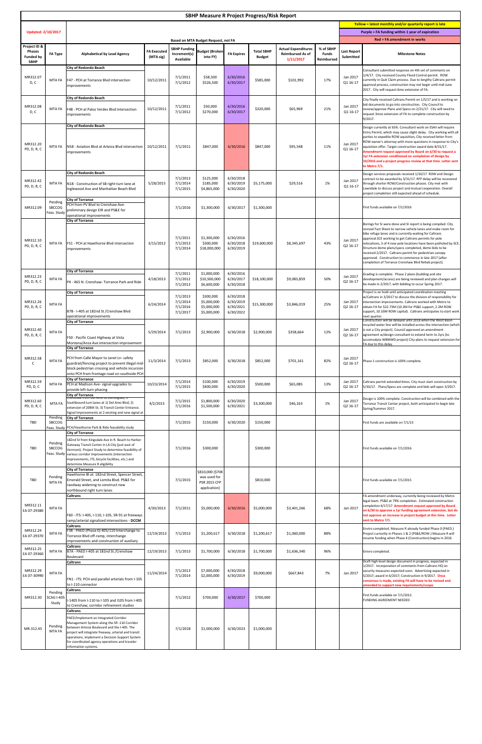# SBHP Measure R Project Progress/Risk Report

**Updated: 2/10/2017**

Yellow = latest monthly and/or quarterly report is late

Purple = FA funding within 1 year of expiration

Red = FA amendment in works

Based on MTA Budget Request, not FA

| Project ID & Phases Funded by SBHP | FA Type | Alphabetical by Lead Agency | FA Executed (MTA sig) | SBHP Funding Increment(s) Available | Budget (Broken into FY) | FA Expires | Total SBHP Budget | Actual Expenditures Reimbursed As of 1/11/2017 | % of SBHP Funds Reimbursed | Last Report Submitted | Milestone Notes |
|---|---|---|---|---|---|---|---|---|---|---|---|
| MR312.07 D, C | MTA FA | **City of Redondo Beach** F47 - PCH at Torrance Blvd intersection improvements | 10/12/2011 | 7/1/2011 7/1/2012 | $58,500 $526,500 | 6/30/2016 6/30/2017 | $585,000 | $101,992 | 17% | Jan 2017 Q1 16-17 | Consultant submitted response on 4th set of comments on 1/4/17. City received County Flood Control permit. ROW currently in Quit Claim process. Due to lengthy Caltrans permit approval process, construction may not begin until mid-June 2017. City will request 6mo extension of FA. |
| MR312.08 D, C | MTA FA | **City of Redondo Beach** F48 - PCH at Palos Verdes Blvd intersection improvements | 10/12/2011 | 7/1/2011 7/1/2012 | $50,000 $270,000 | 6/30/2016 6/30/2017 | $320,000 | $65,969 | 21% | Jan 2017 Q1 16-17 | City finally received Caltrans Permit on 1/5/17 and is working on bid documents to go into construction. City Council to review/approve Plans and Specs on 2/21/17. City will need to request 3mos extension of FA to complete construction by 9/2017. |
| MR312.20 PD, D, R, C | MTA FA | **City of Redondo Beach** N58 - Aviation Blvd at Artesia Blvd intersection improvements | 10/12/2011 | 7/1/2011 | $847,000 | 6/30/2016 | $847,000 | $95,548 | 11% | Jan 2017 Q1 16-17 | Design currently at 65%. Consultant work on ESAII will require Entry Permit, which may cause slight delay. City working with all parties to expedite ROW aquisition, City received letter from ROW owner's attorney with more questions in response to City's aquisition offer. Target construction award date 8/31/17. **Amendment request approved by Board on 6/30 to request a 1yr FA extension conditioned on completion of design by 10/2016 and a project progress review at that time. Letter sent to Metro 7/1.** |
| MR312.42 PD, D, R, C | MTA FA | **City of Redondo Beach** N18 - Construction of SB right-turn lane at Inglewood Ave and Manhattan Beach Blvd | 5/28/2015 | 7/1/2013 7/1/2014 7/1/2015 | $125,000 $185,000 $4,865,000 | 6/30/2018 6/30/2019 6/30/2020 | $5,175,000 | $29,516 | 1% | Jan 2017 Q1 16-17 | Design services proposals received 1/10/17. ROW and Design contract to be awarded by 3/31/17. RFP delay will be recovered through shorter ROW/Construction phases. City met with Lawndale to discuss project and mutual cooperation. Overall project completion still expected ahead of schedule. |
| MR312.09 | Pending SBCCOG Feas. Study | **City of Torrance** PCH from PV Blvd to Crenshaw Ave- preliminary design EIR and PS&E for operational improvements | | 7/1/2016 | $1,300,000 | 6/30/2017 | $1,300,000 | | | | First funds available on 7/1/2016 |
| MR312.10 PD, D, R, C | MTA FA | **City of Torrance** F51 - PCH at Hawthorne Blvd intersection improvements | 3/15/2012 | 7/1/2011 7/1/2013 7/1/2014 | $1,300,000 $300,000 $18,000,000 | 6/30/2016 6/30/2018 6/30/2019 | $19,600,000 | $8,345,697 | 43% | Jan 2017 Q2 16-17 | Borings for SI were done and SI report is being compiled. City revised Fact Sheet to narrow vehicle lanes and make room for bike refuge lanes and is currently waiting for Caltrans approval.SCE working to get Caltrans permits for pole relocations, 3 of 4 new pole locations have been potholed by SCE. Structure demo plans/specs completed, demo bids to be received 2/2017. Caltrans permit for pedestrian canopy approved. Construction to commence in late 2017 (after completion of Torrance Crenshaw Blvd Rehab project). |
| MR312.23 PD, D, R, C | MTA FA | **City of Torrance** P4 - 465 N. Crenshaw- Torrance Park and Ride | 4/18/2013 | 7/1/2011 7/1/2012 7/1/2013 | $1,000,000 $10,500,000 $6,600,000 | 6/30/2016 6/30/2017 6/30/2018 | $18,100,000 | $9,083,859 | 50% | Jan 2017 Q2 16-17 | Grading is complete. Phase 2 plans (building and site development/access) are being reviewed and plan changes will be made in 2/2017, with bidding to occur Spring 2017. |
| MR312.26 PD, D, R, C | MTA FA | **City of Torrance** B7B - I-405 at 182nd St /Crenshaw Blvd operational improvements | 6/24/2014 | 7/1/2013 7/1/2014 7/1/2016 7/1/2017 | $300,000 $5,000,000 $5,000,000 $5,000,000 | 6/30/2018 6/30/2019 6/30/2021 6/30/2022 | $15,300,000 | $3,846,019 | 25% | Jan 2017 Q2 16-17 | Project is on hold until anticipated coordination meeting w/Caltrans in 3/2017 to discuss the division of responsibility for intersection improvements. Caltrans worked with Metro to obtain FA for $22.73M (10.2M for PS&E support, 2.2M ROW support, 10.33M ROW capital). Caltrans anticipates to start work next quarter. |
| MR312.40 PD, D, R, C | MTA FA | **City of Torrance** F50 - Pacific Coast Highway at Vista Montana/Anza Ave intersection improvement | 5/29/2014 | 7/1/2013 | $2,900,000 | 6/30/2018 | $2,900,000 | $358,664 | 12% | Jan 2017 Q2 16-17 | Construction will be delayed until 2018 when the West Basin recycled water line will be installed across the intersection (which is not a City project). Council approved an amendment agreement w/design consultant to extend term to 2yrs (to accomodate WBMWD project) City plans to request extension for FA due to this delay. |
| MR312.58 C | MTA FA | **City of Torrance** PCH from Calle Mayor to Janet Ln- safety guardrail/fencing project to prevent illegal mid-block pedestrian crossing and vehicle incursion onto PCH from frontage road on southside PCH | 11/3/2014 | 7/1/2013 | $852,000 | 6/30/2018 | $852,000 | $701,161 | 82% | Jan 2017 Q2 16-17 | Phase 1 construction is 100% complete. |
| MR312.59 PD, D, C | MTA FA | **City of Torrance** PCH at Madison Ave- signal upgrades to provide left-turn phasing | 10/23/2014 | 7/1/2014 7/1/2015 | $100,000 $400,000 | 6/30/2019 6/30/2020 | $500,000 | $65,085 | 13% | Jan 2017 Q2 16-17 | Caltrans permit extended 6mos. City must start construction by 5/30/17. Plans/Specs are complete and bids will open 3/2017. |
| MR312.60 PD, D, R, C | MTA FA | **City of Torrance** Crenshaw from Del Amo to Dominguez, 3 Southbound turn lanes at 1) Del Amo Blvd; 2) extension of 208th St; 3) Transit Center Entrance. Signal Improvements at 2 existing and new signal at | 4/2/2015 | 7/1/2015 7/1/2016 | $1,800,000 $1,500,000 | 6/30/2020 6/30/2021 | $3,300,000 | $46,163 | 1% | Jan 2017 Q2 16-17 | Design is 100% complete. Construction will be combined with the Torrance Transit Center project, both anticipated to begin late Spring/Summer 2017. |
| TBD | Pending SBCCOG Feas. Study | **City of Torrance** PCH/Hawthorne Park & Ride feasability study | | 7/1/2015 | $150,000 | 6/30/2020 | $150,000 | | | | First funds are available on 7/1/15 |
| TBD | Pending SBCCOG Feas. Study | **City of Torrance** 182nd St from Kingsdale Ave in R. Beach to Harbor Gateway Transit Center in LA City (just east of Vermont). Project Study to determine feasibility of various corridor improvements (intersection improvements, ITS, bicycle facilities, etc.) and determine Measure R eligibility | | 7/1/2016 | $300,000 | | $300,000 | | | | First funds available on 7/1/2016 |
| TBD | Pending MTA FA | **City of Torrance** Hawthorne Bl at: 182nd Street, Spencer Street, Emerald Street, and Lomita Blvd. PS&E for raodway widening to construct new northbound right turn lanes | | 7/1/2015 | $810,000 ($70K was used for PSR 2015 CFP application) | | $810,000 | | | | First funds available on 7/1/2015 |
| MR312.11 EA 07-29380 | MTA FA | **Caltrans** F60 - ITS: I-405, I-110, I-105, SR-91 at freeways ramp/arterial signalized intersections - **DCCM** | 4/30/2013 | 7/1/2011 | $5,000,000 | 6/30/2016 | $5,000,000 | $3,401,266 | 68% | Jan 2017 | FA amendment underway, currently being reviewed by Metro legal team. PS&E at 79% completion. Estimated construction completion 4/17/17. **Amendment request approved by Board on 6/30 to approve a 1yr funding agreement extension, but do not approve an increase in project budget at this time. Letter sent to Metro 7/1.** |
| MR312.24 EA 07-29370 | MTA FA | **Caltrans** F38 - PAED (Phase 0) 405/110 Interchange to Torrance Blvd off-ramp, interchange improvements and construction of auxiliary | 12/19/2013 | 7/1/2013 | $1,200,617 | 6/30/2018 | $1,200,617 | $1,060,000 | 88% | | Enviro completed. Measure R already funded Phase 0 (PAED.) Project currently in Phases 1 & 2 (PS&E/ROW.) Measure R will resume funding when Phase 4 (Construction) begins in 2016. |
| MR312.25 EA 07-29360 | MTA FA | **Caltrans** B7A - PAED I-405 at 182nd St./Crenshaw Boulevard | 12/19/2013 | 7/1/2013 | $1,700,000 | 6/30/2018 | $1,700,000 | $1,636,340 | 96% | | Enviro completed. |
| MR312.29 EA 07-30990 | MTA FA | **Caltrans** FN1 - ITS: PCH and parallel arterials from I-105 to I-110 connector | 11/24/2014 | 7/1/2013 7/1/2014 | $7,000,000 $2,000,000 | 6/30/2018 6/30/2019 | $9,000,000 | $667,843 | 7% | Jan 2017 | Draft high level design document in progress, expected in 1/2017. Incorporation of comments from Caltrans HQ on security measures expected soon. Advertising expected in 5/2017; award in 6/2017; Construction in 9/2017. **Once consensus is made, existing FA will have to be revised and amended to support new requirements/scope.** |
| MR312.30 | Pending SCAG I-405 Study | **Caltrans** I-1405 from I-110 to I-105 and I105 from I-405 to Crenshaw; corridor refinement studies | | 7/1/2012 | $700,000 | 6/30/2017 | $700,000 | | | | First funds available on 7/1/2012. FUNDING AGREEMENT NEEDED |
| MR.312.45 | Pending MTA FA | **Caltrans** PAED/Implement an Integrated Corridor Management System along the SR -110 Corridor between Artesia Boulevard and the I-405. The project will integrate freeway, arterial and transit operations, implement a Decision Support System for coordinated agency operations and traveler information systems. | | 7/1/2018 | $1,000,000 | 6/30/2023 | $1,000,000 | | | | |